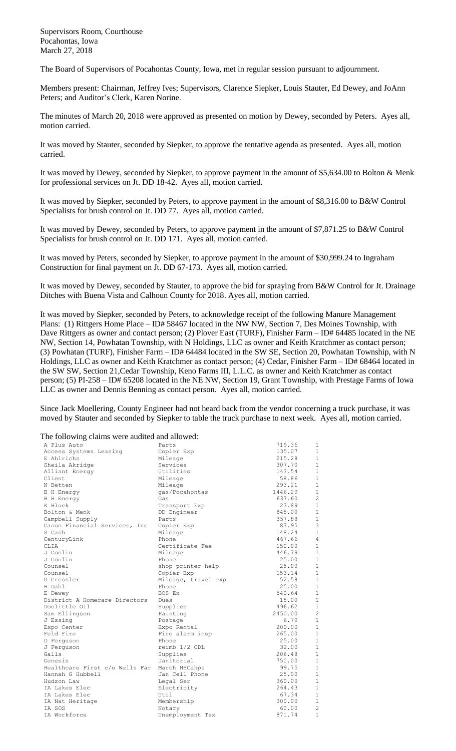Supervisors Room, Courthouse
Pocahontas, Iowa
March 27, 2018

The Board of Supervisors of Pocahontas County, Iowa, met in regular session pursuant to adjournment.

Members present: Chairman, Jeffrey Ives; Supervisors, Clarence Siepker, Louis Stauter, Ed Dewey, and JoAnn Peters; and Auditor's Clerk, Karen Norine.

The minutes of March 20, 2018 were approved as presented on motion by Dewey, seconded by Peters. Ayes all, motion carried.

It was moved by Stauter, seconded by Siepker, to approve the tentative agenda as presented. Ayes all, motion carried.

It was moved by Dewey, seconded by Siepker, to approve payment in the amount of $5,634.00 to Bolton & Menk for professional services on Jt. DD 18-42. Ayes all, motion carried.

It was moved by Siepker, seconded by Peters, to approve payment in the amount of $8,316.00 to B&W Control Specialists for brush control on Jt. DD 77. Ayes all, motion carried.

It was moved by Dewey, seconded by Peters, to approve payment in the amount of $7,871.25 to B&W Control Specialists for brush control on Jt. DD 171. Ayes all, motion carried.

It was moved by Peters, seconded by Siepker, to approve payment in the amount of $30,999.24 to Ingraham Construction for final payment on Jt. DD 67-173. Ayes all, motion carried.

It was moved by Dewey, seconded by Stauter, to approve the bid for spraying from B&W Control for Jt. Drainage Ditches with Buena Vista and Calhoun County for 2018. Ayes all, motion carried.

It was moved by Siepker, seconded by Peters, to acknowledge receipt of the following Manure Management Plans: (1) Rittgers Home Place – ID# 58467 located in the NW NW, Section 7, Des Moines Township, with Dave Rittgers as owner and contact person; (2) Plover East (TURF), Finisher Farm – ID# 64485 located in the NE NW, Section 14, Powhatan Township, with N Holdings, LLC as owner and Keith Kratchmer as contact person; (3) Powhatan (TURF), Finisher Farm – ID# 64484 located in the SW SE, Section 20, Powhatan Township, with N Holdings, LLC as owner and Keith Kratchmer as contact person; (4) Cedar, Finisher Farm – ID# 68464 located in the SW SW, Section 21,Cedar Township, Keno Farms III, L.L.C. as owner and Keith Kratchmer as contact person; (5) PI-258 – ID# 65208 located in the NE NW, Section 19, Grant Township, with Prestage Farms of Iowa LLC as owner and Dennis Benning as contact person. Ayes all, motion carried.

Since Jack Moellering, County Engineer had not heard back from the vendor concerning a truck purchase, it was moved by Stauter and seconded by Siepker to table the truck purchase to next week. Ayes all, motion carried.

The following claims were audited and allowed:

| | | | |
|---|---|---|---|
| A Plus Auto | Parts | 719.36 | 1 |
| Access Systems Leasing | Copier Exp | 135.07 | 1 |
| E Ahlrichs | Mileage | 215.28 | 1 |
| Sheila Akridge | Services | 307.70 | 1 |
| Alliant Energy | Utilities | 143.54 | 1 |
| Client | Mileage | 58.86 | 1 |
| N Betten | Mileage | 293.21 | 1 |
| B H Energy | gas/Pocahontas | 1446.29 | 1 |
| B H Energy | Gas | 637.60 | 2 |
| K Block | Transport Exp | 23.89 | 1 |
| Bolton & Menk | DD Engineer | 845.00 | 1 |
| Campbell Supply | Parts | 357.88 | 1 |
| Canon Financial Services, Inc | Copier Exp | 87.95 | 3 |
| S Cash | Mileage | 148.24 | 1 |
| CenturyLink | Phone | 467.66 | 4 |
| CLIA | Certificate Fee | 150.00 | 1 |
| J Conlin | Mileage | 446.79 | 1 |
| J Conlin | Phone | 25.00 | 1 |
| Counsel | shop printer help | 25.00 | 1 |
| Counsel | Copier Exp | 153.14 | 1 |
| O Cressler | Mileage, travel exp | 52.58 | 1 |
| B Dahl | Phone | 25.00 | 1 |
| E Dewey | BOS Ex | 540.64 | 1 |
| District A Homecare Directors | Dues | 15.00 | 1 |
| Doolittle Oil | Supplies | 496.62 | 1 |
| Sam Ellingson | Painting | 2450.00 | 2 |
| J Essing | Postage | 6.70 | 1 |
| Expo Center | Expo Rental | 200.00 | 1 |
| Feld Fire | Fire alarm insp | 265.00 | 1 |
| D Ferguson | Phone | 25.00 | 1 |
| J Ferguson | reimb 1/2 CDL | 32.00 | 1 |
| Galls | Supplies | 206.48 | 1 |
| Genesis | Janitorial | 750.00 | 1 |
| Healthcare First c/o Wells Far | March HHCahps | 99.75 | 1 |
| Hannah G Hubbell | Jan Cell Phone | 25.00 | 1 |
| Hudson Law | Legal Ser | 360.00 | 1 |
| IA Lakes Elec | Electricity | 264.43 | 1 |
| IA Lakes Elec | Util | 67.34 | 1 |
| IA Nat Heritage | Membership | 300.00 | 1 |
| IA SOS | Notary | 60.00 | 2 |
| IA Workforce | Unemployment Tax | 871.74 | 1 |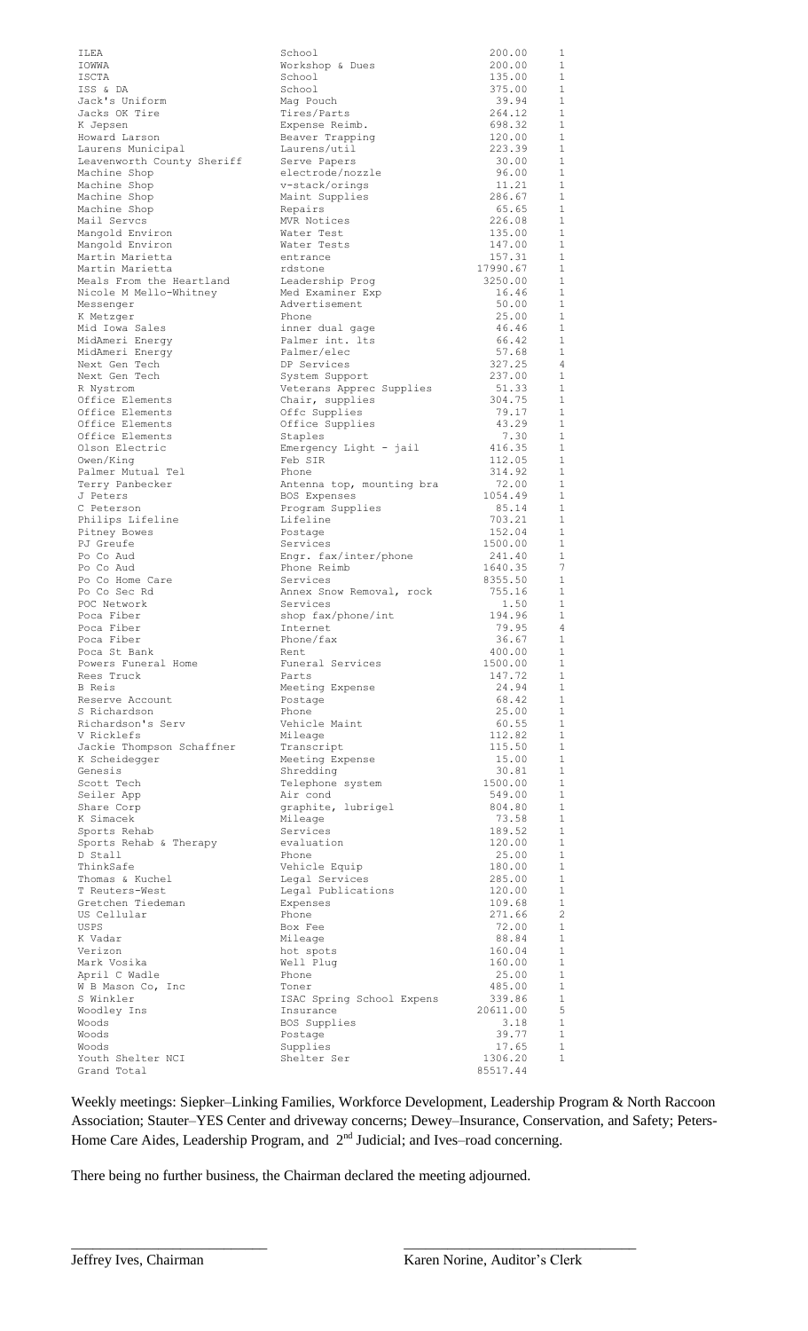| | | | |
|---|---|---|---|
| ILEA | School | 200.00 | 1 |
| IOWWA | Workshop & Dues | 200.00 | 1 |
| ISCTA | School | 135.00 | 1 |
| ISS & DA | School | 375.00 | 1 |
| Jack's Uniform | Mag Pouch | 39.94 | 1 |
| Jacks OK Tire | Tires/Parts | 264.12 | 1 |
| K Jepsen | Expense Reimb. | 698.32 | 1 |
| Howard Larson | Beaver Trapping | 120.00 | 1 |
| Laurens Municipal | Laurens/util | 223.39 | 1 |
| Leavenworth County Sheriff | Serve Papers | 30.00 | 1 |
| Machine Shop | electrode/nozzle | 96.00 | 1 |
| Machine Shop | v-stack/orings | 11.21 | 1 |
| Machine Shop | Maint Supplies | 286.67 | 1 |
| Machine Shop | Repairs | 65.65 | 1 |
| Mail Servcs | MVR Notices | 226.08 | 1 |
| Mangold Environ | Water Test | 135.00 | 1 |
| Mangold Environ | Water Tests | 147.00 | 1 |
| Martin Marietta | entrance | 157.31 | 1 |
| Martin Marietta | rdstone | 17990.67 | 1 |
| Meals From the Heartland | Leadership Prog | 3250.00 | 1 |
| Nicole M Mello-Whitney | Med Examiner Exp | 16.46 | 1 |
| Messenger | Advertisement | 50.00 | 1 |
| K Metzger | Phone | 25.00 | 1 |
| Mid Iowa Sales | inner dual gage | 46.46 | 1 |
| MidAmeri Energy | Palmer int. lts | 66.42 | 1 |
| MidAmeri Energy | Palmer/elec | 57.68 | 1 |
| Next Gen Tech | DP Services | 327.25 | 4 |
| Next Gen Tech | System Support | 237.00 | 1 |
| R Nystrom | Veterans Apprec Supplies | 51.33 | 1 |
| Office Elements | Chair, supplies | 304.75 | 1 |
| Office Elements | Offc Supplies | 79.17 | 1 |
| Office Elements | Office Supplies | 43.29 | 1 |
| Office Elements | Staples | 7.30 | 1 |
| Olson Electric | Emergency Light - jail | 416.35 | 1 |
| Owen/King | Feb SIR | 112.05 | 1 |
| Palmer Mutual Tel | Phone | 314.92 | 1 |
| Terry Panbecker | Antenna top, mounting bra | 72.00 | 1 |
| J Peters | BOS Expenses | 1054.49 | 1 |
| C Peterson | Program Supplies | 85.14 | 1 |
| Philips Lifeline | Lifeline | 703.21 | 1 |
| Pitney Bowes | Postage | 152.04 | 1 |
| PJ Greufe | Services | 1500.00 | 1 |
| Po Co Aud | Engr. fax/inter/phone | 241.40 | 1 |
| Po Co Aud | Phone Reimb | 1640.35 | 7 |
| Po Co Home Care | Services | 8355.50 | 1 |
| Po Co Sec Rd | Annex Snow Removal, rock | 755.16 | 1 |
| POC Network | Services | 1.50 | 1 |
| Poca Fiber | shop fax/phone/int | 194.96 | 1 |
| Poca Fiber | Internet | 79.95 | 4 |
| Poca Fiber | Phone/fax | 36.67 | 1 |
| Poca St Bank | Rent | 400.00 | 1 |
| Powers Funeral Home | Funeral Services | 1500.00 | 1 |
| Rees Truck | Parts | 147.72 | 1 |
| B Reis | Meeting Expense | 24.94 | 1 |
| Reserve Account | Postage | 68.42 | 1 |
| S Richardson | Phone | 25.00 | 1 |
| Richardson's Serv | Vehicle Maint | 60.55 | 1 |
| V Ricklefs | Mileage | 112.82 | 1 |
| Jackie Thompson Schaffner | Transcript | 115.50 | 1 |
| K Scheidegger | Meeting Expense | 15.00 | 1 |
| Genesis | Shredding | 30.81 | 1 |
| Scott Tech | Telephone system | 1500.00 | 1 |
| Seiler App | Air cond | 549.00 | 1 |
| Share Corp | graphite, lubrigel | 804.80 | 1 |
| K Simacek | Mileage | 73.58 | 1 |
| Sports Rehab | Services | 189.52 | 1 |
| Sports Rehab & Therapy | evaluation | 120.00 | 1 |
| D Stall | Phone | 25.00 | 1 |
| ThinkSafe | Vehicle Equip | 180.00 | 1 |
| Thomas & Kuchel | Legal Services | 285.00 | 1 |
| T Reuters-West | Legal Publications | 120.00 | 1 |
| Gretchen Tiedeman | Expenses | 109.68 | 1 |
| US Cellular | Phone | 271.66 | 2 |
| USPS | Box Fee | 72.00 | 1 |
| K Vadar | Mileage | 88.84 | 1 |
| Verizon | hot spots | 160.04 | 1 |
| Mark Vosika | Well Plug | 160.00 | 1 |
| April C Wadle | Phone | 25.00 | 1 |
| W B Mason Co, Inc | Toner | 485.00 | 1 |
| S Winkler | ISAC Spring School Expens | 339.86 | 1 |
| Woodley Ins | Insurance | 20611.00 | 5 |
| Woods | BOS Supplies | 3.18 | 1 |
| Woods | Postage | 39.77 | 1 |
| Woods | Supplies | 17.65 | 1 |
| Youth Shelter NCI | Shelter Ser | 1306.20 | 1 |
| Grand Total | | 85517.44 | |

Weekly meetings: Siepker–Linking Families, Workforce Development, Leadership Program & North Raccoon Association; Stauter–YES Center and driveway concerns; Dewey–Insurance, Conservation, and Safety; Peters-Home Care Aides, Leadership Program, and 2nd Judicial; and Ives–road concerning.

There being no further business, the Chairman declared the meeting adjourned.

\_\_\_\_\_\_\_\_\_\_\_\_\_\_\_\_\_\_\_\_\_\_\_\_\_\_\_\_ \_\_\_\_\_\_\_\_\_\_\_\_\_\_\_\_\_\_\_\_\_\_\_\_\_\_\_\_\_\_\_\_

Jeffrey Ives, Chairman Karen Norine, Auditor's Clerk